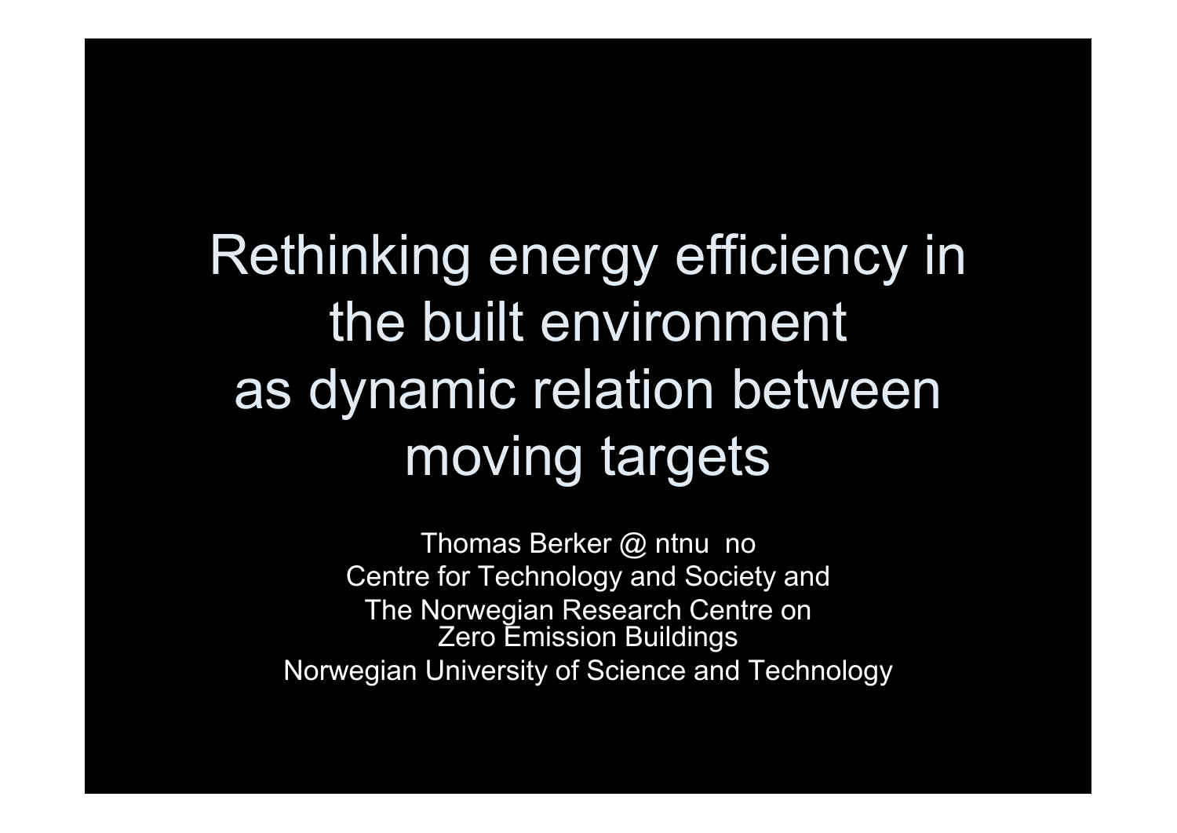# Rethinking energy efficiency in the built environment as dynamic relation between moving targets

Thomas Berker @ ntnu no
Centre for Technology and Society and
The Norwegian Research Centre on Zero Emission Buildings
Norwegian University of Science and Technology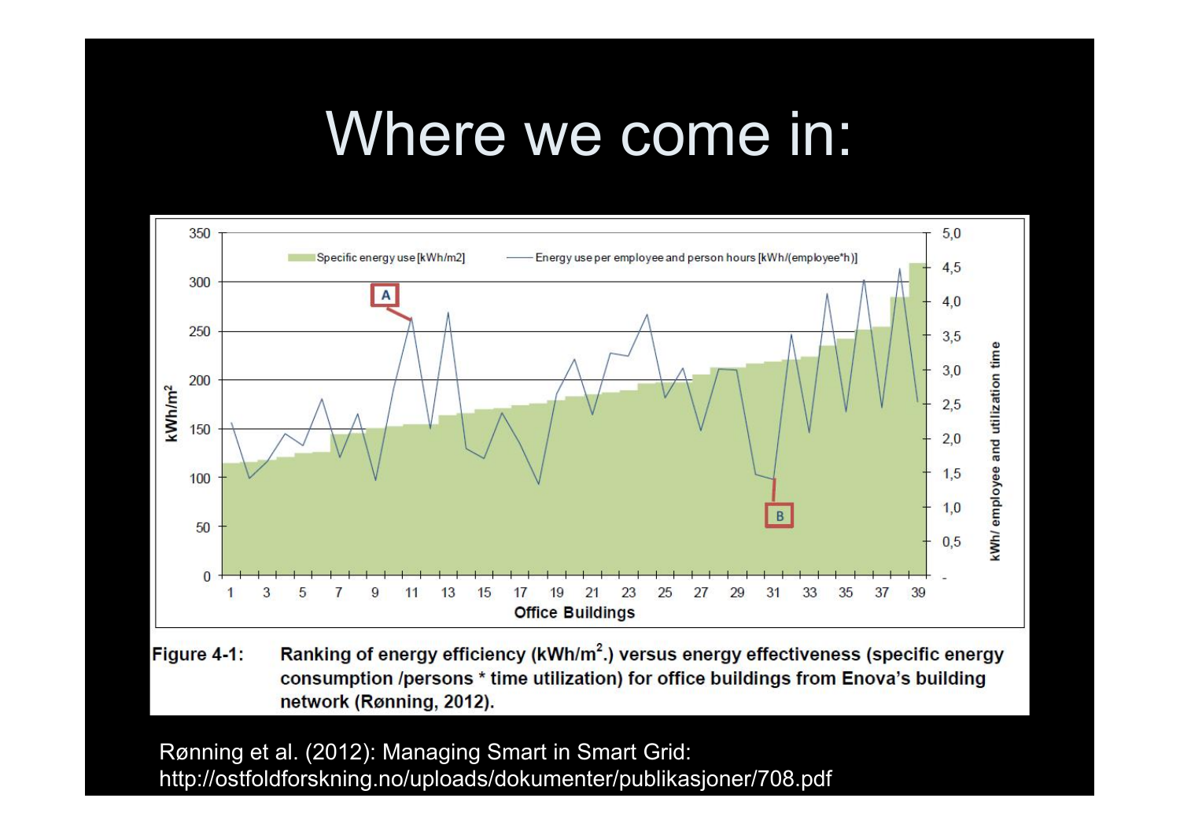# Where we come in:

**Figure 4-1:** Ranking of energy efficiency (kWh/m$^2$.) versus energy effectiveness (specific energy consumption /persons * time utilization) for office buildings from Enova's building network (Rønning, 2012).

Rønning et al. (2012): Managing Smart in Smart Grid: http://ostfoldforskning.no/uploads/dokumenter/publikasjoner/708.pdf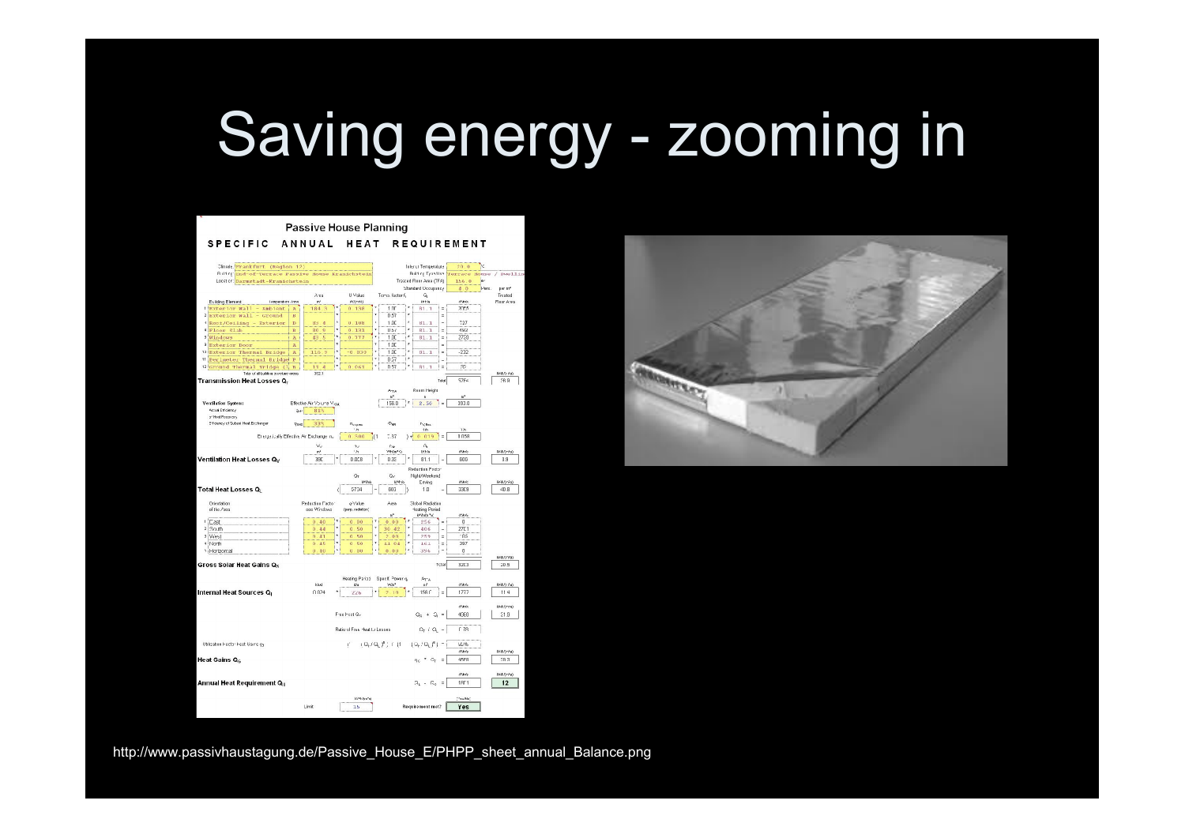# Saving energy - zooming in

http://www.passivhaustagung.de/Passive_House_E/PHPP_sheet_annual_Balance.png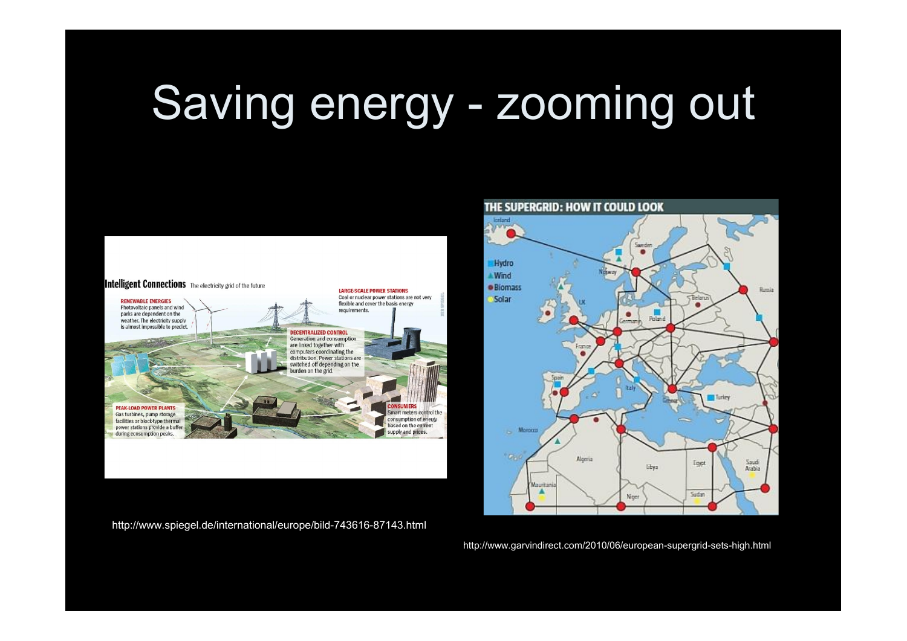# Saving energy - zooming out

http://www.spiegel.de/international/europe/bild-743616-87143.html

http://www.garvindirect.com/2010/06/european-supergrid-sets-high.html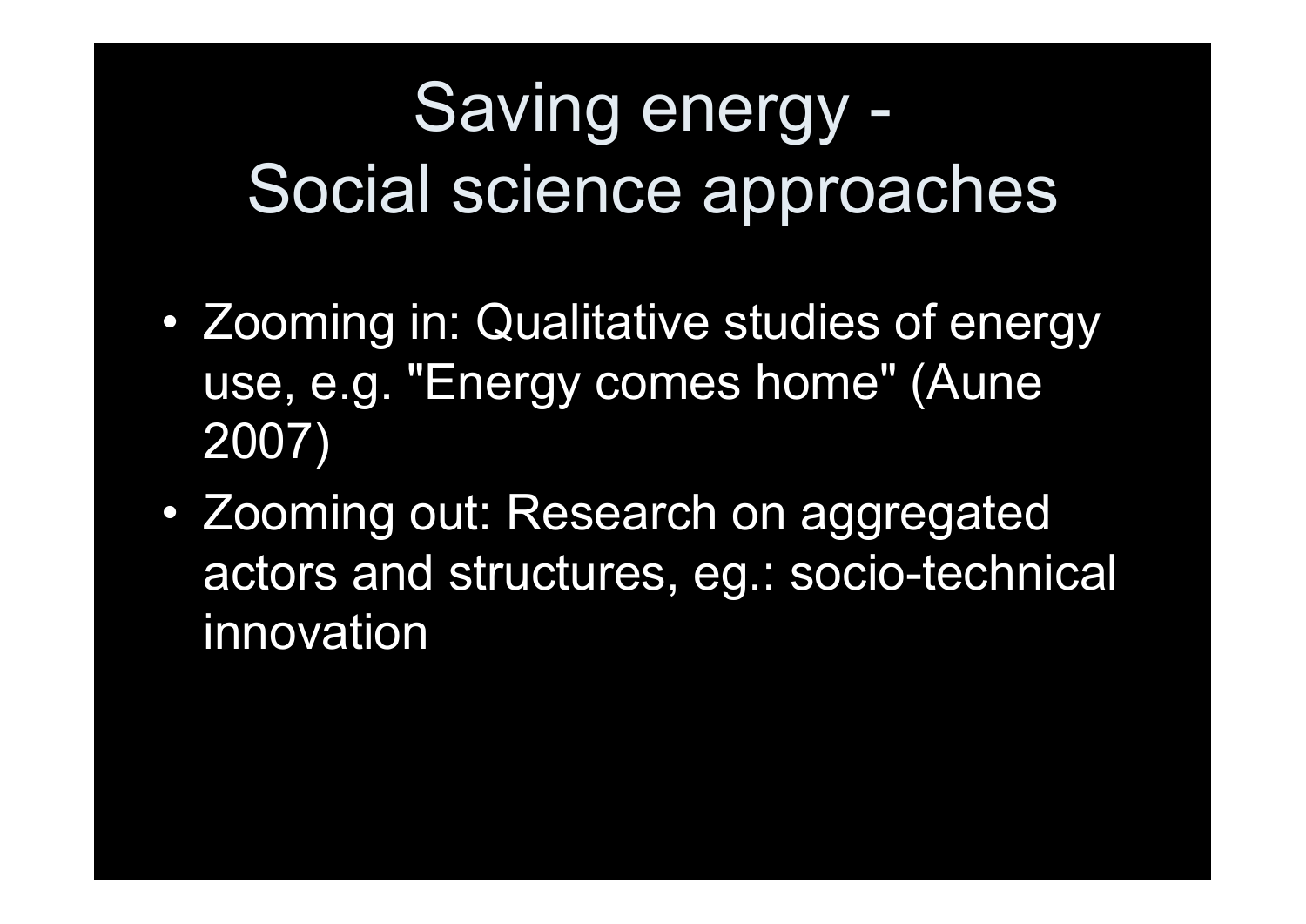# Saving energy - Social science approaches

- Zooming in: Qualitative studies of energy use, e.g. "Energy comes home" (Aune 2007)
- Zooming out: Research on aggregated actors and structures, eg.: socio-technical innovation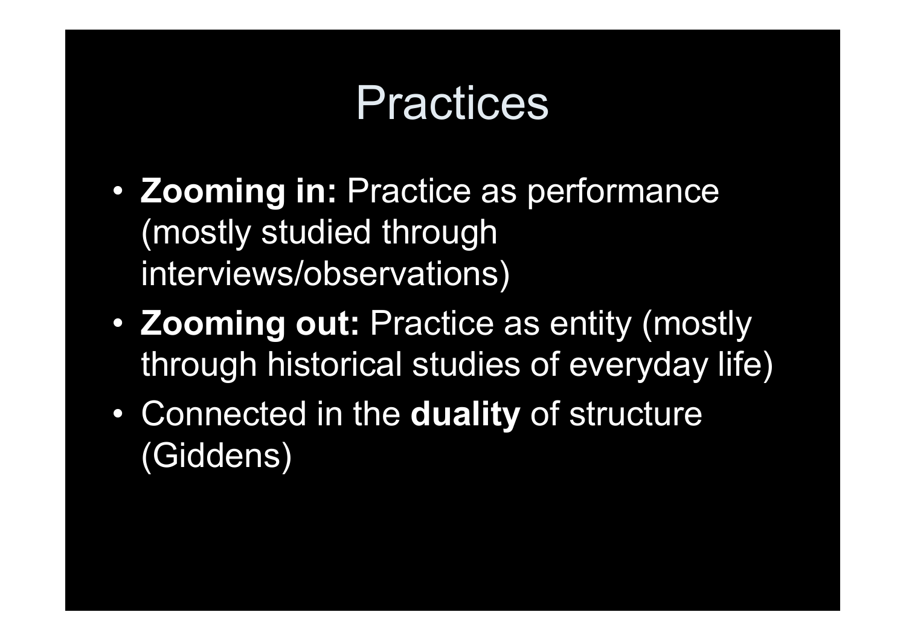# Practices

- **Zooming in:** Practice as performance (mostly studied through interviews/observations)
- **Zooming out:** Practice as entity (mostly through historical studies of everyday life)
- Connected in the **duality** of structure (Giddens)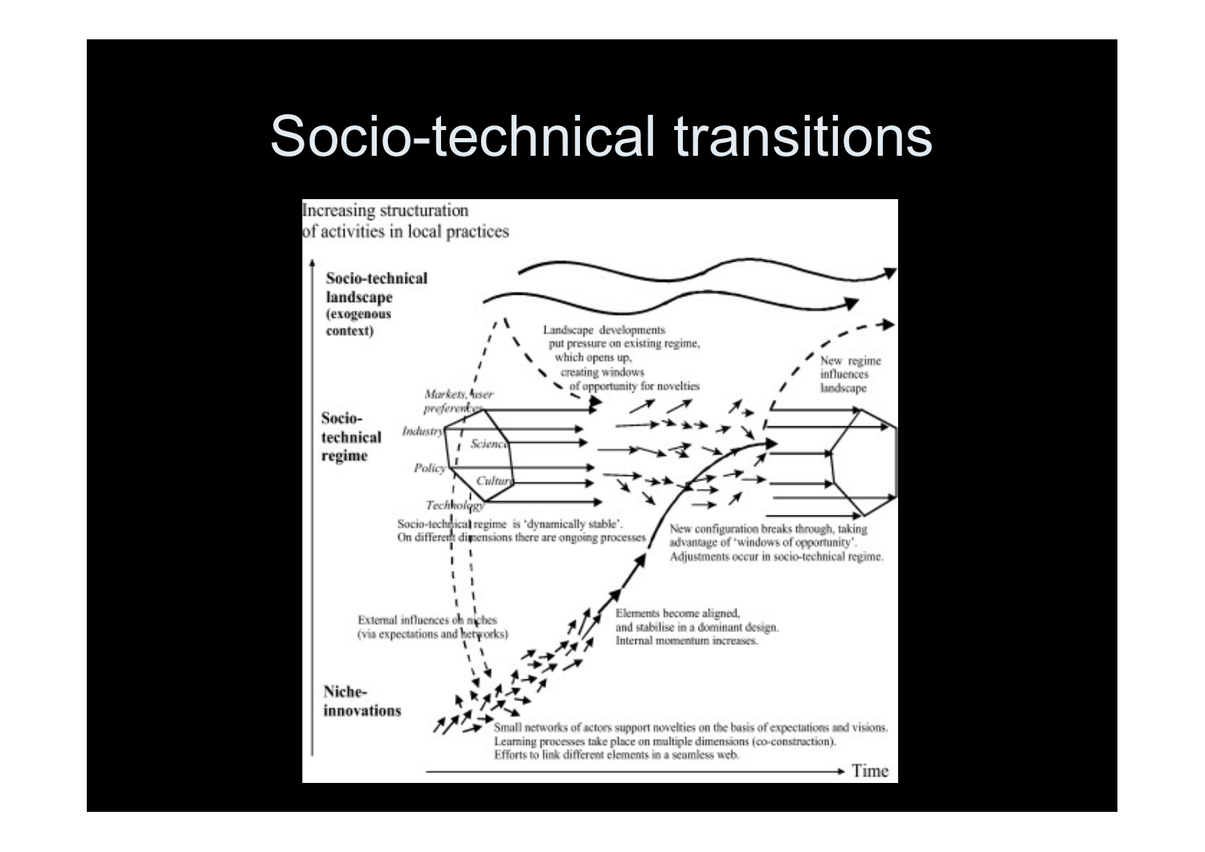# Socio-technical transitions

Increasing structuration of activities in local practices

**Socio-technical landscape (exogenous context)**

Landscape developments put pressure on existing regime, which opens up, creating windows of opportunity for novelties

New regime influences landscape

*Markets, user preferences*

*Industry*

*Science*

*Policy*

*Culture*

*Technology*

**Socio-technical regime**

Socio-technical regime is 'dynamically stable'. On different dimensions there are ongoing processes

New configuration breaks through, taking advantage of 'windows of opportunity'. Adjustments occur in socio-technical regime.

Elements become aligned, and stabilise in a dominant design. Internal momentum increases.

External influences on niches (via expectations and networks)

**Niche-innovations**

Small networks of actors support novelties on the basis of expectations and visions. Learning processes take place on multiple dimensions (co-construction). Efforts to link different elements in a seamless web.

Time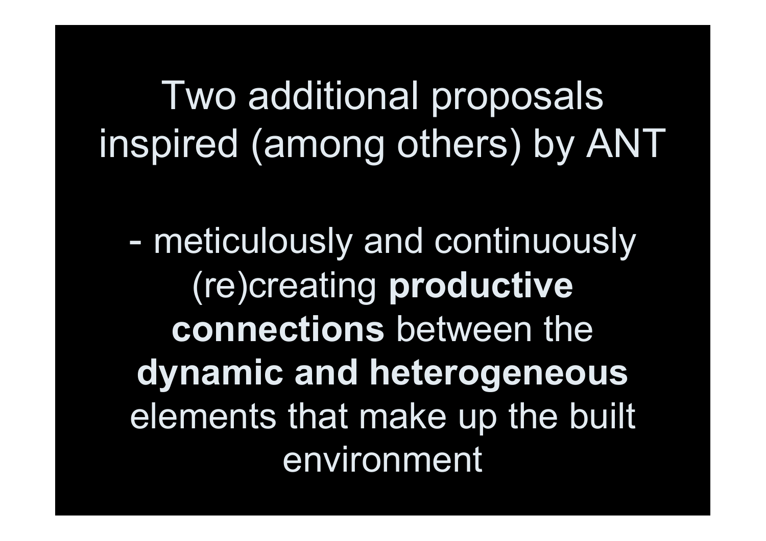# Two additional proposals inspired (among others) by ANT

- meticulously and continuously (re)creating **productive connections** between the **dynamic and heterogeneous** elements that make up the built environment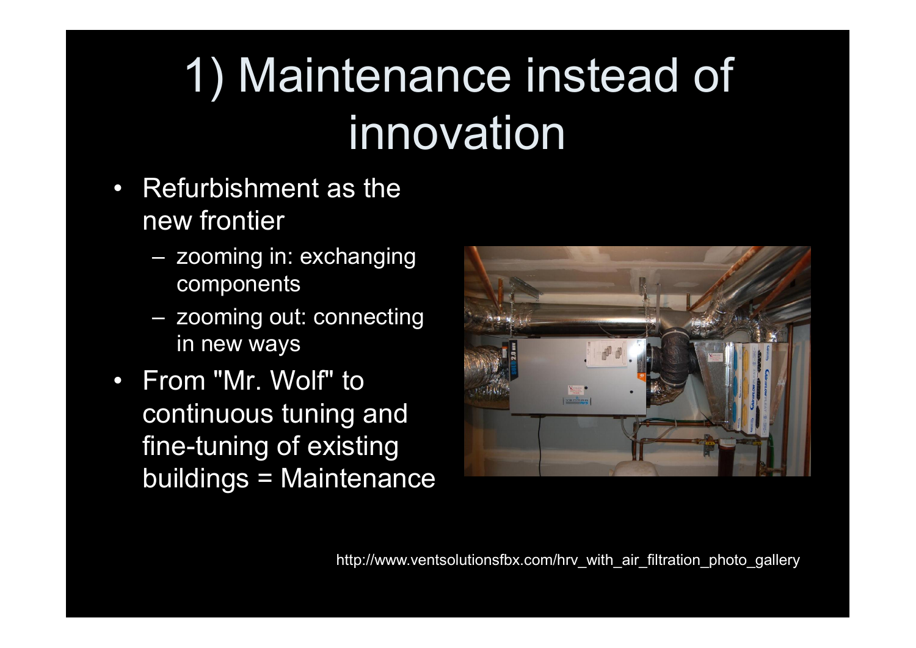# 1) Maintenance instead of innovation

- Refurbishment as the new frontier
  - zooming in: exchanging components
  - zooming out: connecting in new ways
- From "Mr. Wolf" to continuous tuning and fine-tuning of existing buildings = Maintenance

http://www.ventsolutionsfbx.com/hrv_with_air_filtration_photo_gallery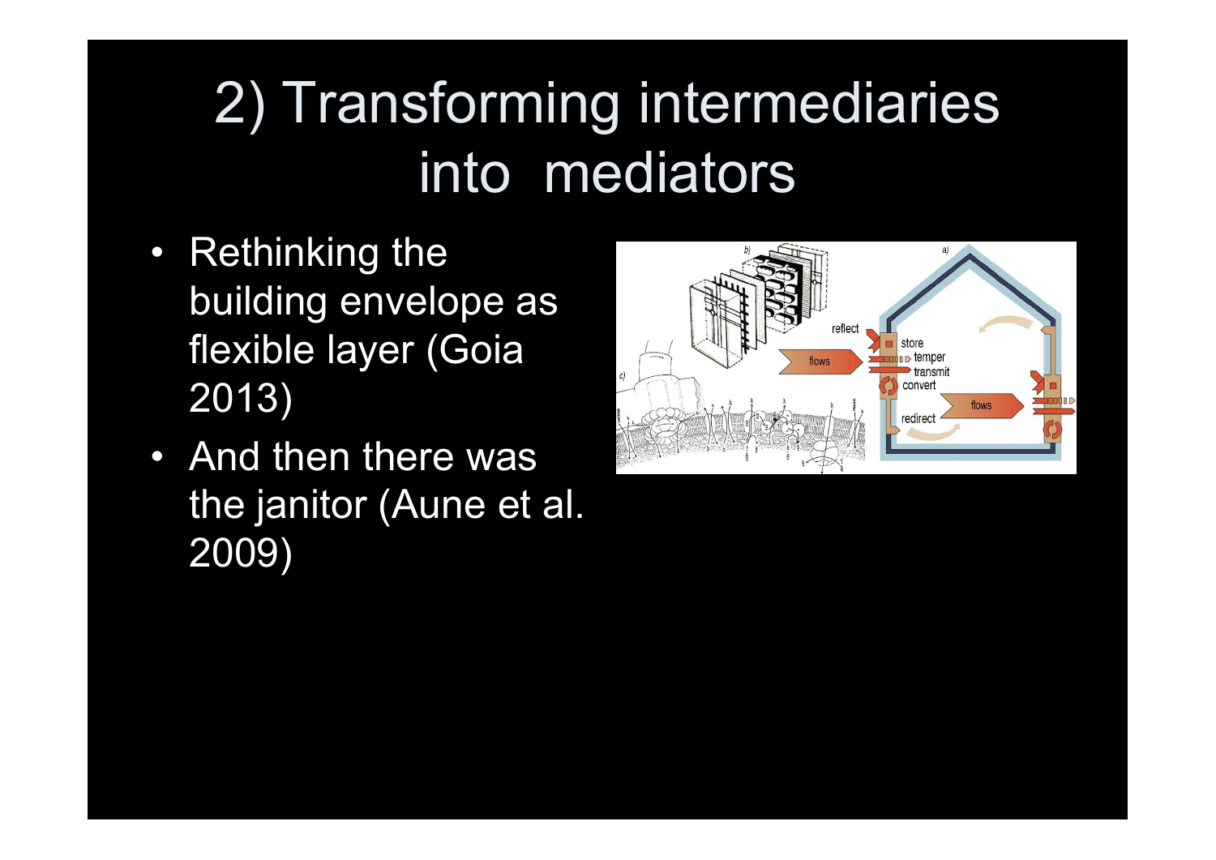# 2) Transforming intermediaries into mediators

- Rethinking the building envelope as flexible layer (Goia 2013)
- And then there was the janitor (Aune et al. 2009)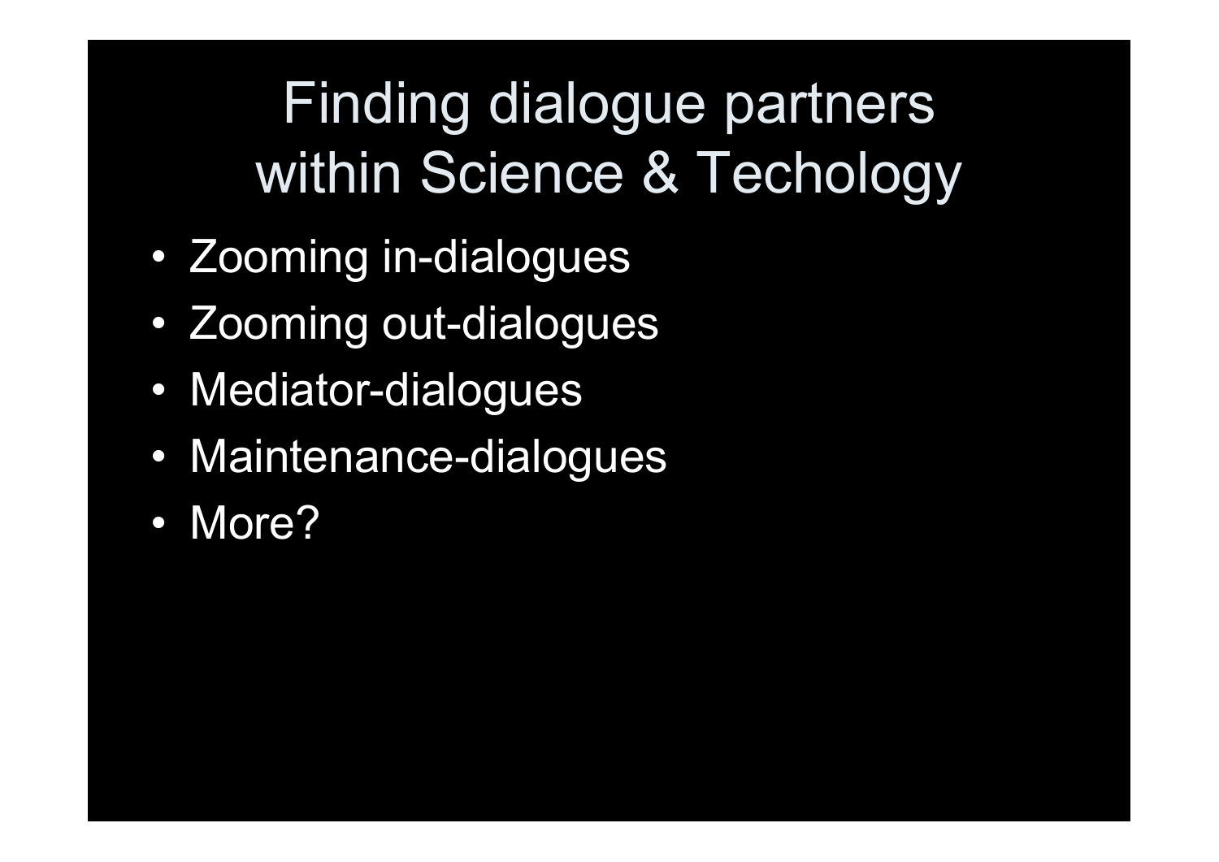# Finding dialogue partners within Science & Techology

- Zooming in-dialogues
- Zooming out-dialogues
- Mediator-dialogues
- Maintenance-dialogues
- More?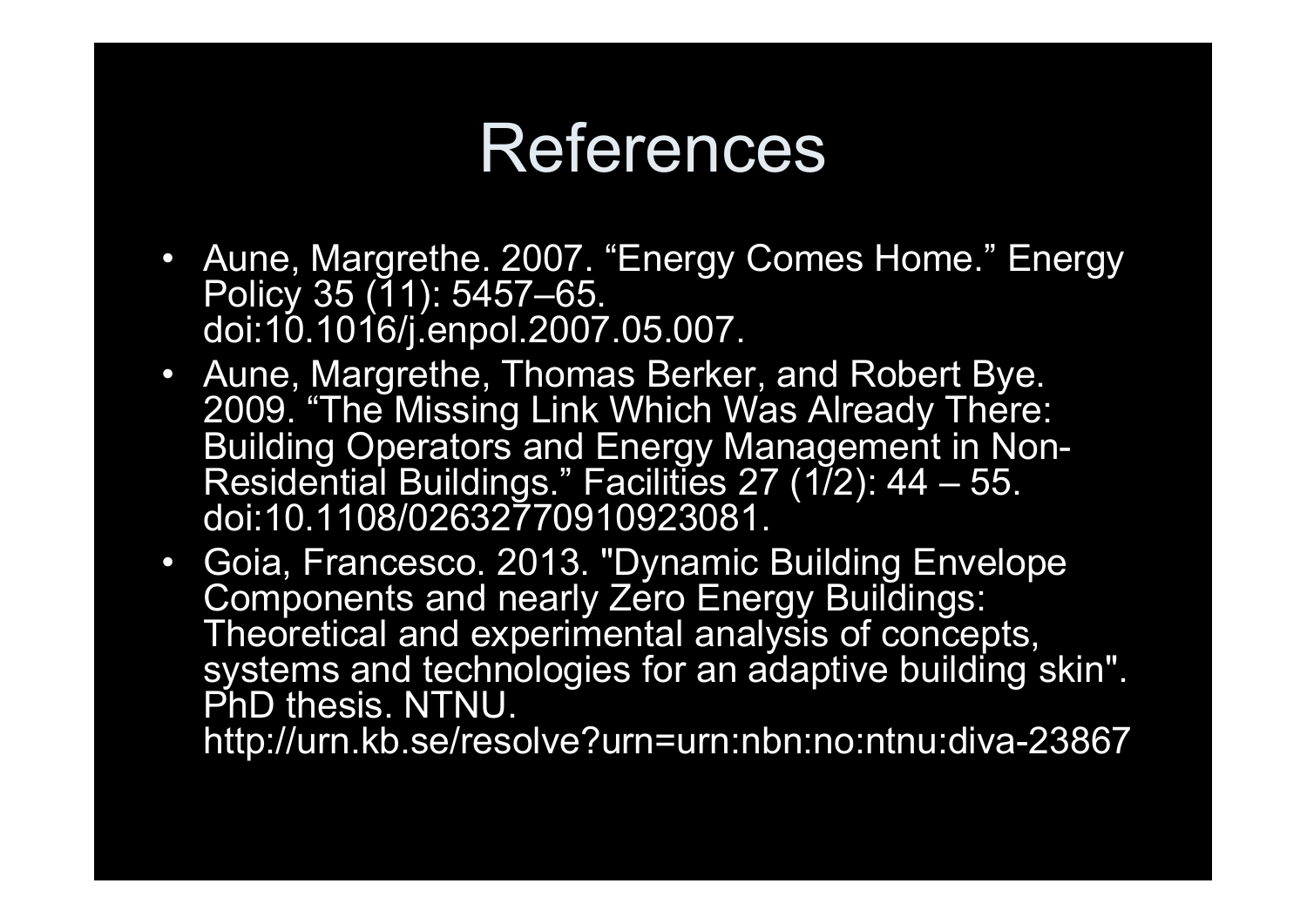# References

- Aune, Margrethe. 2007. “Energy Comes Home.” Energy Policy 35 (11): 5457–65. doi:10.1016/j.enpol.2007.05.007.
- Aune, Margrethe, Thomas Berker, and Robert Bye. 2009. “The Missing Link Which Was Already There: Building Operators and Energy Management in Non-Residential Buildings.” Facilities 27 (1/2): 44 – 55. doi:10.1108/02632770910923081.
- Goia, Francesco. 2013. "Dynamic Building Envelope Components and nearly Zero Energy Buildings: Theoretical and experimental analysis of concepts, systems and technologies for an adaptive building skin". PhD thesis. NTNU. http://urn.kb.se/resolve?urn=urn:nbn:no:ntnu:diva-23867